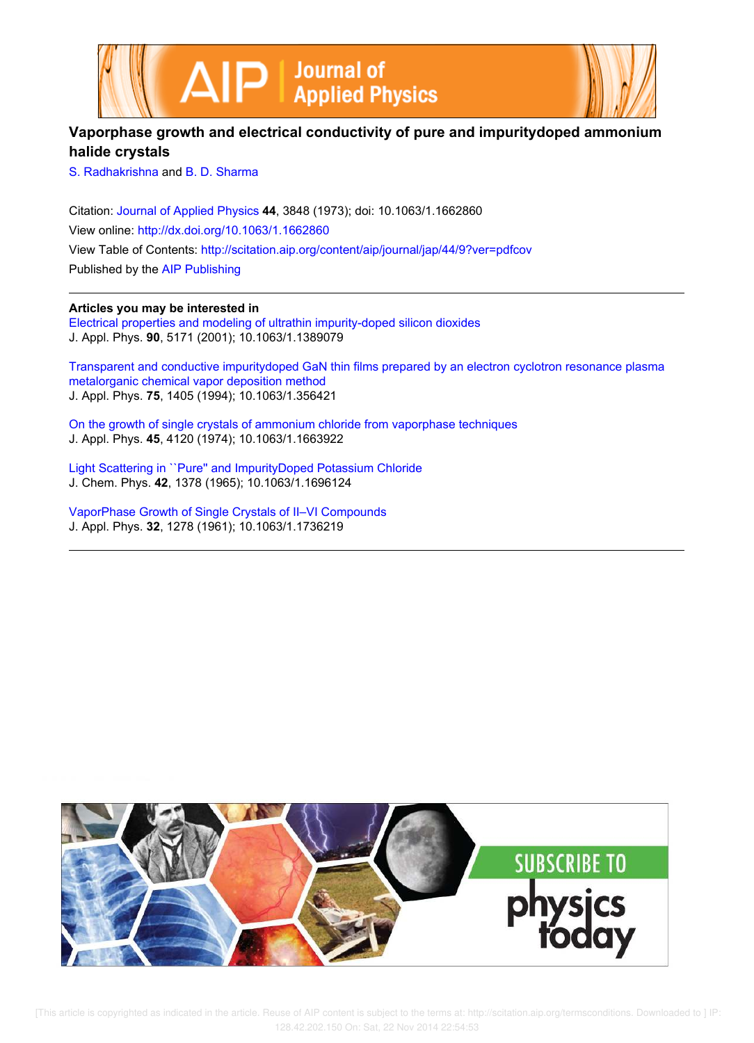# Vaporphase growth and electrical conductivity of pure and impuritydoped ammonium halide crystals

S. Radhakrishna and B. D. Sharma

Citation: Journal of Applied Physics **44**, 3848 (1973); doi: 10.1063/1.1662860

View online: http://dx.doi.org/10.1063/1.1662860

View Table of Contents: http://scitation.aip.org/content/aip/journal/jap/44/9?ver=pdfcov

Published by the AIP Publishing

**Articles you may be interested in**

Electrical properties and modeling of ultrathin impurity-doped silicon dioxides
J. Appl. Phys. **90**, 5171 (2001); 10.1063/1.1389079

Transparent and conductive impuritydoped GaN thin films prepared by an electron cyclotron resonance plasma metalorganic chemical vapor deposition method
J. Appl. Phys. **75**, 1405 (1994); 10.1063/1.356421

On the growth of single crystals of ammonium chloride from vaporphase techniques
J. Appl. Phys. **45**, 4120 (1974); 10.1063/1.1663922

Light Scattering in ``Pure'' and ImpurityDoped Potassium Chloride
J. Chem. Phys. **42**, 1378 (1965); 10.1063/1.1696124

VaporPhase Growth of Single Crystals of II–VI Compounds
J. Appl. Phys. **32**, 1278 (1961); 10.1063/1.1736219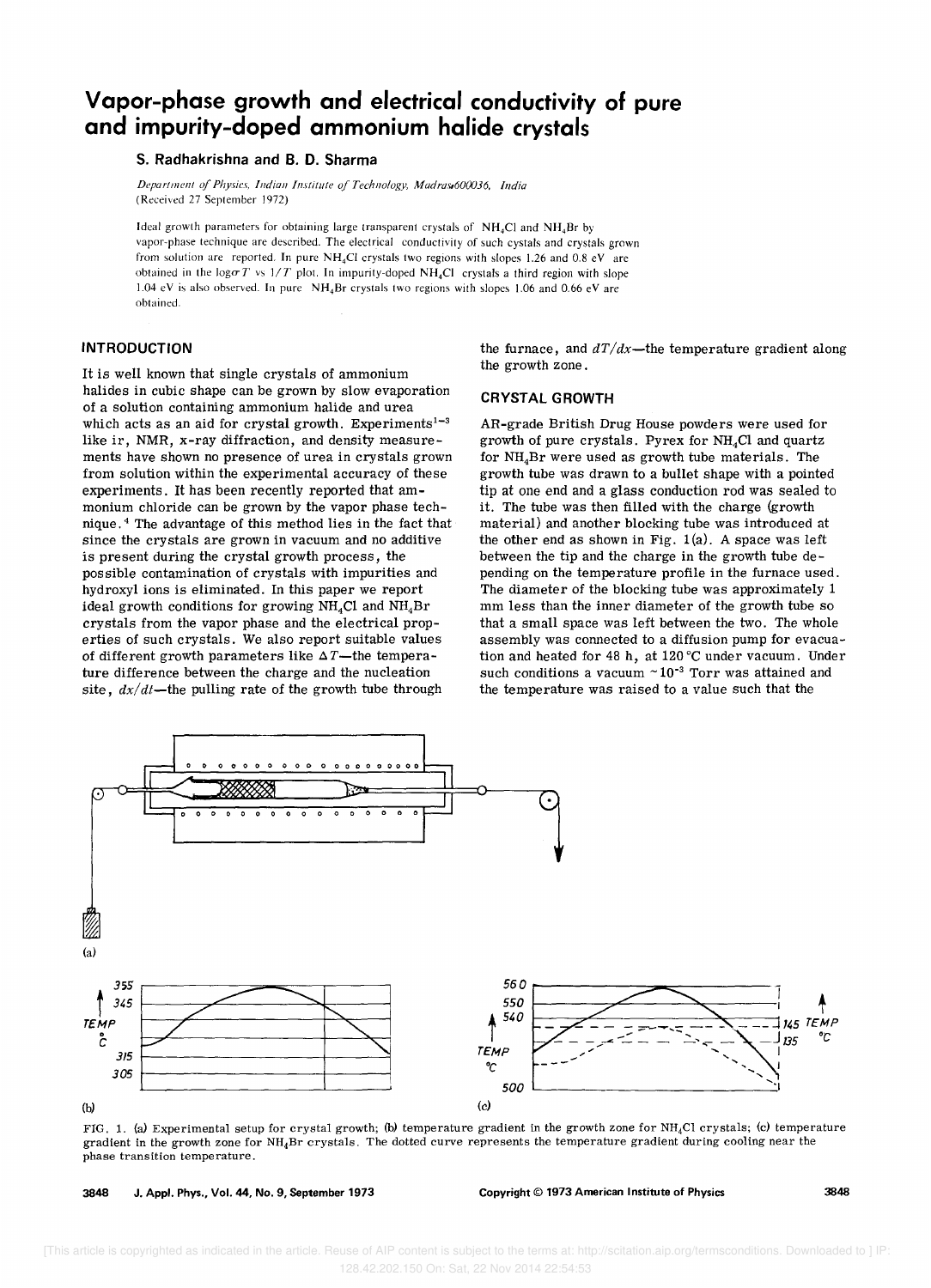# Vapor-phase growth and electrical conductivity of pure and impurity-doped ammonium halide crystals

**S. Radhakrishna and B. D. Sharma**

*Department of Physics, Indian Institute of Technology, Madras-600036, India*
(Received 27 September 1972)

Ideal growth parameters for obtaining large transparent crystals of $NH_4Cl$ and $NH_4Br$ by vapor-phase technique are described. The electrical conductivity of such crystals and crystals grown from solution are reported. In pure $NH_4Cl$ crystals two regions with slopes 1.26 and 0.8 eV are obtained in the $\log \sigma T$ vs $1/T$ plot. In impurity-doped $NH_4Cl$ crystals a third region with slope 1.04 eV is also observed. In pure $NH_4Br$ crystals two regions with slopes 1.06 and 0.66 eV are obtained.

## INTRODUCTION

It is well known that single crystals of ammonium halides in cubic shape can be grown by slow evaporation of a solution containing ammonium halide and urea which acts as an aid for crystal growth. Experiments[1–3] like ir, NMR, x-ray diffraction, and density measurements have shown no presence of urea in crystals grown from solution within the experimental accuracy of these experiments. It has been recently reported that ammonium chloride can be grown by the vapor phase technique.[4] The advantage of this method lies in the fact that since the crystals are grown in vacuum and no additive is present during the crystal growth process, the possible contamination of crystals with impurities and hydroxyl ions is eliminated. In this paper we report ideal growth conditions for growing $NH_4Cl$ and $NH_4Br$ crystals from the vapor phase and the electrical properties of such crystals. We also report suitable values of different growth parameters like $\Delta T$—the temperature difference between the charge and the nucleation site, $dx/dt$—the pulling rate of the growth tube through the furnace, and $dT/dx$—the temperature gradient along the growth zone.

## CRYSTAL GROWTH

AR-grade British Drug House powders were used for growth of pure crystals. Pyrex for $NH_4Cl$ and quartz for $NH_4Br$ were used as growth tube materials. The growth tube was drawn to a bullet shape with a pointed tip at one end and a glass conduction rod was sealed to it. The tube was then filled with the charge (growth material) and another blocking tube was introduced at the other end as shown in Fig. 1(a). A space was left between the tip and the charge in the growth tube depending on the temperature profile in the furnace used. The diameter of the blocking tube was approximately 1 mm less than the inner diameter of the growth tube so that a small space was left between the two. The whole assembly was connected to a diffusion pump for evacuation and heated for 48 h, at 120 °C under vacuum. Under such conditions a vacuum ~$10^{-3}$ Torr was attained and the temperature was raised to a value such that the

FIG. 1. (a) Experimental setup for crystal growth; (b) temperature gradient in the growth zone for $NH_4Cl$ crystals; (c) temperature gradient in the growth zone for $NH_4Br$ crystals. The dotted curve represents the temperature gradient during cooling near the phase transition temperature.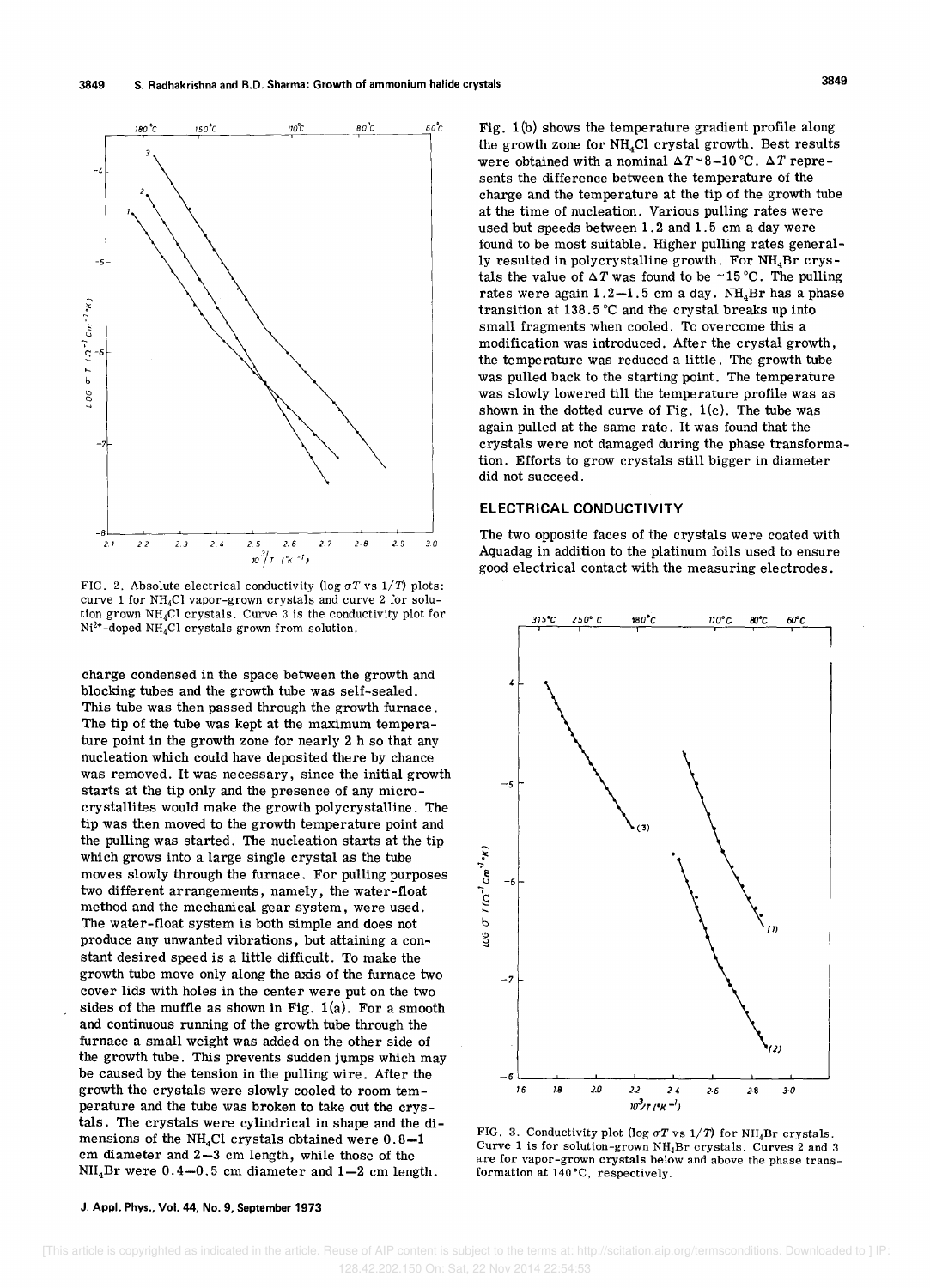FIG. 2. Absolute electrical conductivity ($\log \sigma T$ vs $1/T$) plots: curve 1 for $NH_4Cl$ vapor-grown crystals and curve 2 for solution grown $NH_4Cl$ crystals. Curve 3 is the conductivity plot for $Ni^{2+}$-doped $NH_4Cl$ crystals grown from solution.

charge condensed in the space between the growth and blocking tubes and the growth tube was self-sealed. This tube was then passed through the growth furnace. The tip of the tube was kept at the maximum temperature point in the growth zone for nearly 2 h so that any nucleation which could have deposited there by chance was removed. It was necessary, since the initial growth starts at the tip only and the presence of any microcrystallites would make the growth polycrystalline. The tip was then moved to the growth temperature point and the pulling was started. The nucleation starts at the tip which grows into a large single crystal as the tube moves slowly through the furnace. For pulling purposes two different arrangements, namely, the water-float method and the mechanical gear system, were used. The water-float system is both simple and does not produce any unwanted vibrations, but attaining a constant desired speed is a little difficult. To make the growth tube move only along the axis of the furnace two cover lids with holes in the center were put on the two sides of the muffle as shown in Fig. 1(a). For a smooth and continuous running of the growth tube through the furnace a small weight was added on the other side of the growth tube. This prevents sudden jumps which may be caused by the tension in the pulling wire. After the growth the crystals were slowly cooled to room temperature and the tube was broken to take out the crystals. The crystals were cylindrical in shape and the dimensions of the $NH_4Cl$ crystals obtained were 0.8–1 cm diameter and 2–3 cm length, while those of the $NH_4Br$ were 0.4–0.5 cm diameter and 1–2 cm length.

Fig. 1(b) shows the temperature gradient profile along the growth zone for $NH_4Cl$ crystal growth. Best results were obtained with a nominal $\Delta T \sim 8$–$10\,^{\circ}C$. $\Delta T$ represents the difference between the temperature of the charge and the temperature at the tip of the growth tube at the time of nucleation. Various pulling rates were used but speeds between 1.2 and 1.5 cm a day were found to be most suitable. Higher pulling rates generally resulted in polycrystalline growth. For $NH_4Br$ crystals the value of $\Delta T$ was found to be $\sim 15\,^{\circ}C$. The pulling rates were again 1.2–1.5 cm a day. $NH_4Br$ has a phase transition at 138.5 °C and the crystal breaks up into small fragments when cooled. To overcome this a modification was introduced. After the crystal growth, the temperature was reduced a little. The growth tube was pulled back to the starting point. The temperature was slowly lowered till the temperature profile was as shown in the dotted curve of Fig. 1(c). The tube was again pulled at the same rate. It was found that the crystals were not damaged during the phase transformation. Efforts to grow crystals still bigger in diameter did not succeed.

## ELECTRICAL CONDUCTIVITY

The two opposite faces of the crystals were coated with Aquadag in addition to the platinum foils used to ensure good electrical contact with the measuring electrodes.

FIG. 3. Conductivity plot ($\log \sigma T$ vs $1/T$) for $NH_4Br$ crystals. Curve 1 is for solution-grown $NH_4Br$ crystals. Curves 2 and 3 are for vapor-grown crystals below and above the phase transformation at 140 °C, respectively.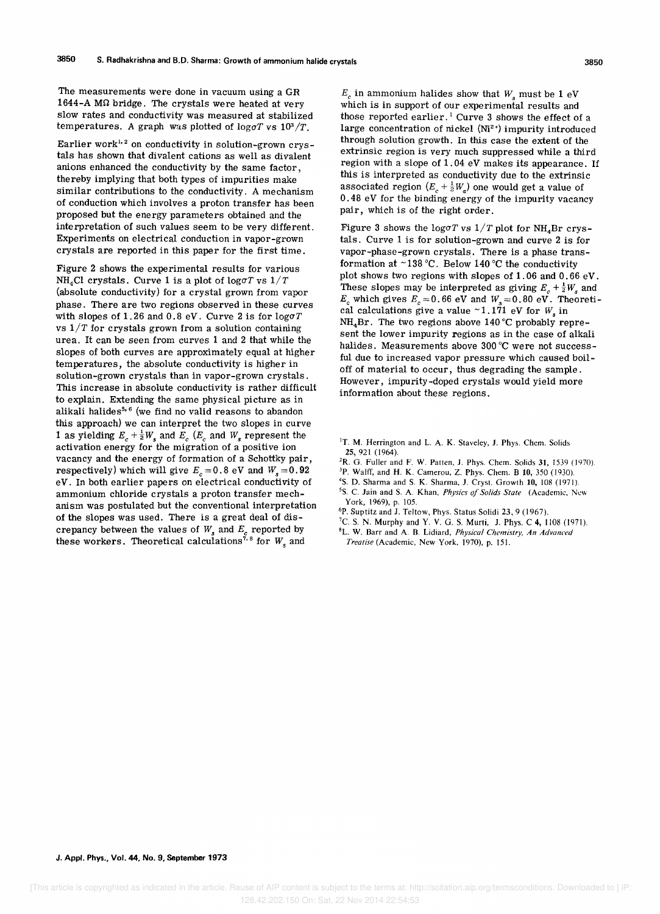The measurements were done in vacuum using a GR 1644-A MΩ bridge. The crystals were heated at very slow rates and conductivity was measured at stabilized temperatures. A graph was plotted of $\log\sigma T$ vs $10^3/T$.

Earlier work[1,2] on conductivity in solution-grown crystals has shown that divalent cations as well as divalent anions enhanced the conductivity by the same factor, thereby implying that both types of impurities make similar contributions to the conductivity. A mechanism of conduction which involves a proton transfer has been proposed but the energy parameters obtained and the interpretation of such values seem to be very different. Experiments on electrical conduction in vapor-grown crystals are reported in this paper for the first time.

Figure 2 shows the experimental results for various $NH_4Cl$ crystals. Curve 1 is a plot of $\log\sigma T$ vs $1/T$ (absolute conductivity) for a crystal grown from vapor phase. There are two regions observed in these curves with slopes of 1.26 and 0.8 eV. Curve 2 is for $\log\sigma T$ vs $1/T$ for crystals grown from a solution containing urea. It can be seen from curves 1 and 2 that while the slopes of both curves are approximately equal at higher temperatures, the absolute conductivity is higher in solution-grown crystals than in vapor-grown crystals. This increase in absolute conductivity is rather difficult to explain. Extending the same physical picture as in alikali halides[5,6] (we find no valid reasons to abandon this approach) we can interpret the two slopes in curve 1 as yielding $E_c + \frac{1}{2}W_s$ and $E_c$ ($E_c$ and $W_s$ represent the activation energy for the migration of a positive ion vacancy and the energy of formation of a Schottky pair, respectively) which will give $E_c = 0.8$ eV and $W_s = 0.92$ eV. In both earlier papers on electrical conductivity of ammonium chloride crystals a proton transfer mechanism was postulated but the conventional interpretation of the slopes was used. There is a great deal of discrepancy between the values of $W_s$ and $E_c$ reported by these workers. Theoretical calculations[7,8] for $W_s$ and $E_c$ in ammonium halides show that $W_s$ must be 1 eV which is in support of our experimental results and those reported earlier.[1] Curve 3 shows the effect of a large concentration of nickel ($Ni^{2+}$) impurity introduced through solution growth. In this case the extent of the extrinsic region is very much suppressed while a third region with a slope of 1.04 eV makes its appearance. If this is interpreted as conductivity due to the extrinsic associated region ($E_c + \frac{1}{2}W_a$) one would get a value of 0.48 eV for the binding energy of the impurity vacancy pair, which is of the right order.

Figure 3 shows the $\log\sigma T$ vs $1/T$ plot for $NH_4Br$ crystals. Curve 1 is for solution-grown and curve 2 is for vapor-phase-grown crystals. There is a phase transformation at ~138 °C. Below 140 °C the conductivity plot shows two regions with slopes of 1.06 and 0.66 eV. These slopes may be interpreted as giving $E_c + \frac{1}{2}W_s$ and $E_c$ which gives $E_c = 0.66$ eV and $W_s = 0.80$ eV. Theoretical calculations give a value ~1.171 eV for $W_s$ in $NH_4Br$. The two regions above 140 °C probably represent the lower impurity regions as in the case of alkali halides. Measurements above 300 °C were not successful due to increased vapor pressure which caused boil-off of material to occur, thus degrading the sample. However, impurity-doped crystals would yield more information about these regions.

[1] T. M. Herrington and L. A. K. Staveley, J. Phys. Chem. Solids **25**, 921 (1964).

[2] R. G. Fuller and F. W. Patten, J. Phys. Chem. Solids **31**, 1539 (1970).

[3] P. Walff, and H. K. Camerou, Z. Phys. Chem. B **10**, 350 (1930).

[4] S. D. Sharma and S. K. Sharma, J. Cryst. Growth **10**, 108 (1971).

[5] S. C. Jain and S. A. Khan, *Physics of Solids State* (Academic, New York, 1969), p. 105.

[6] P. Suptitz and J. Teltow, Phys. Status Solidi **23**, 9 (1967).

[7] C. S. N. Murphy and Y. V. G. S. Murti, J. Phys. C **4**, 1108 (1971).

[8] L. W. Barr and A. B. Lidiard, *Physical Chemistry, An Advanced Treatise* (Academic, New York, 1970), p. 151.